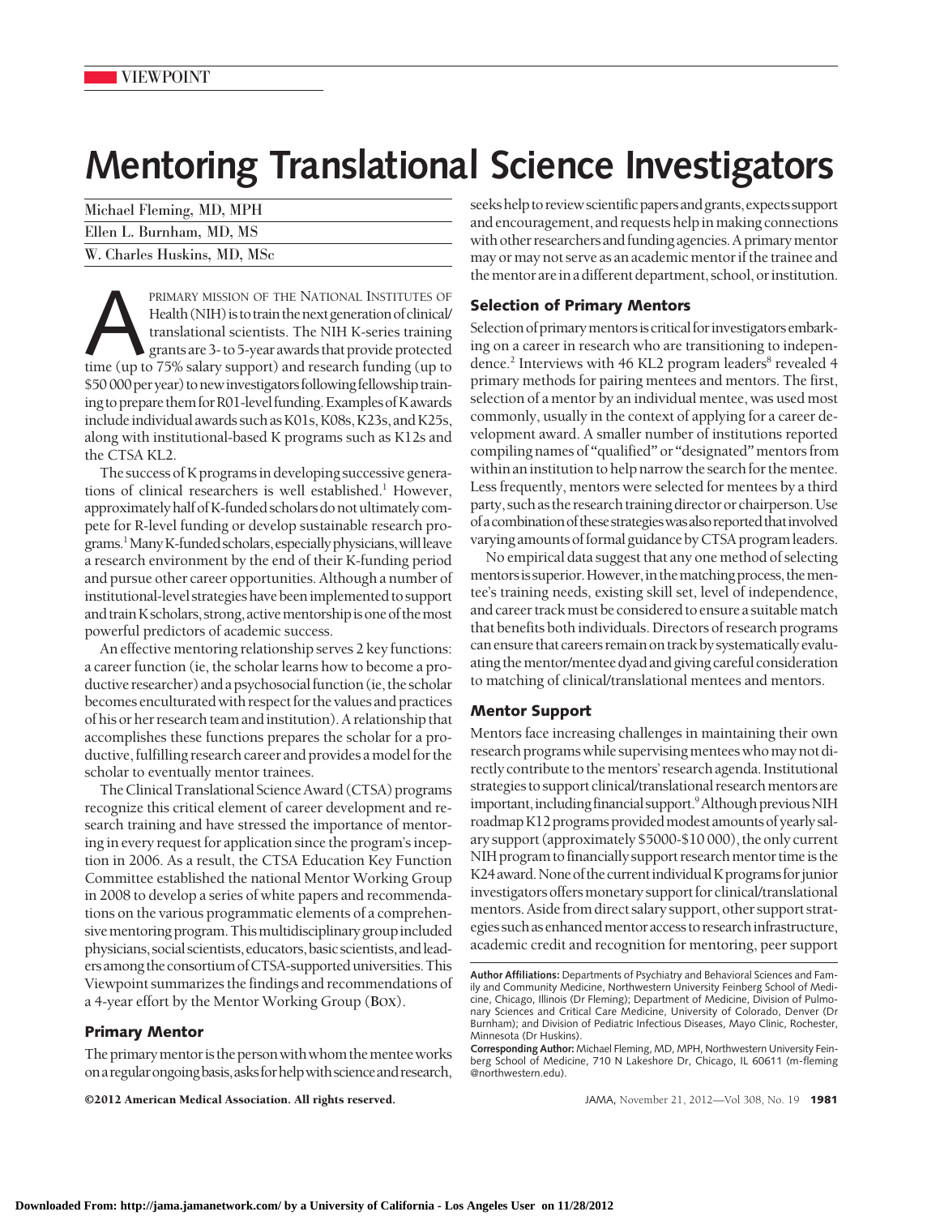VIEWPOINT

# Mentoring Translational Science Investigators

Michael Fleming, MD, MPH

Ellen L. Burnham, MD, MS

W. Charles Huskins, MD, MSc

A PRIMARY MISSION OF THE NATIONAL INSTITUTES OF Health (NIH) is to train the next generation of clinical/translational scientists. The NIH K-series training grants are 3- to 5-year awards that provide protected time (up to 75% salary support) and research funding (up to $50 000 per year) to new investigators following fellowship training to prepare them for R01-level funding. Examples of K awards include individual awards such as K01s, K08s, K23s, and K25s, along with institutional-based K programs such as K12s and the CTSA KL2.

The success of K programs in developing successive generations of clinical researchers is well established.[1] However, approximately half of K-funded scholars do not ultimately compete for R-level funding or develop sustainable research programs.[1] Many K-funded scholars, especially physicians, will leave a research environment by the end of their K-funding period and pursue other career opportunities. Although a number of institutional-level strategies have been implemented to support and train K scholars, strong, active mentorship is one of the most powerful predictors of academic success.

An effective mentoring relationship serves 2 key functions: a career function (ie, the scholar learns how to become a productive researcher) and a psychosocial function (ie, the scholar becomes enculturated with respect for the values and practices of his or her research team and institution). A relationship that accomplishes these functions prepares the scholar for a productive, fulfilling research career and provides a model for the scholar to eventually mentor trainees.

The Clinical Translational Science Award (CTSA) programs recognize this critical element of career development and research training and have stressed the importance of mentoring in every request for application since the program's inception in 2006. As a result, the CTSA Education Key Function Committee established the national Mentor Working Group in 2008 to develop a series of white papers and recommendations on the various programmatic elements of a comprehensive mentoring program. This multidisciplinary group included physicians, social scientists, educators, basic scientists, and leaders among the consortium of CTSA-supported universities. This Viewpoint summarizes the findings and recommendations of a 4-year effort by the Mentor Working Group (BOX).

## Primary Mentor

The primary mentor is the person with whom the mentee works on a regular ongoing basis, asks for help with science and research, seeks help to review scientific papers and grants, expects support and encouragement, and requests help in making connections with other researchers and funding agencies. A primary mentor may or may not serve as an academic mentor if the trainee and the mentor are in a different department, school, or institution.

## Selection of Primary Mentors

Selection of primary mentors is critical for investigators embarking on a career in research who are transitioning to independence.[2] Interviews with 46 KL2 program leaders[8] revealed 4 primary methods for pairing mentees and mentors. The first, selection of a mentor by an individual mentee, was used most commonly, usually in the context of applying for a career development award. A smaller number of institutions reported compiling names of "qualified" or "designated" mentors from within an institution to help narrow the search for the mentee. Less frequently, mentors were selected for mentees by a third party, such as the research training director or chairperson. Use of a combination of these strategies was also reported that involved varying amounts of formal guidance by CTSA program leaders.

No empirical data suggest that any one method of selecting mentors is superior. However, in the matching process, the mentee's training needs, existing skill set, level of independence, and career track must be considered to ensure a suitable match that benefits both individuals. Directors of research programs can ensure that careers remain on track by systematically evaluating the mentor/mentee dyad and giving careful consideration to matching of clinical/translational mentees and mentors.

## Mentor Support

Mentors face increasing challenges in maintaining their own research programs while supervising mentees who may not directly contribute to the mentors' research agenda. Institutional strategies to support clinical/translational research mentors are important, including financial support.[9] Although previous NIH roadmap K12 programs provided modest amounts of yearly salary support (approximately $5000-$10 000), the only current NIH program to financially support research mentor time is the K24 award. None of the current individual K programs for junior investigators offers monetary support for clinical/translational mentors. Aside from direct salary support, other support strategies such as enhanced mentor access to research infrastructure, academic credit and recognition for mentoring, peer support

**Author Affiliations:** Departments of Psychiatry and Behavioral Sciences and Family and Community Medicine, Northwestern University Feinberg School of Medicine, Chicago, Illinois (Dr Fleming); Department of Medicine, Division of Pulmonary Sciences and Critical Care Medicine, University of Colorado, Denver (Dr Burnham); and Division of Pediatric Infectious Diseases, Mayo Clinic, Rochester, Minnesota (Dr Huskins).

**Corresponding Author:** Michael Fleming, MD, MPH, Northwestern University Feinberg School of Medicine, 710 N Lakeshore Dr, Chicago, IL 60611 (m-fleming@northwestern.edu).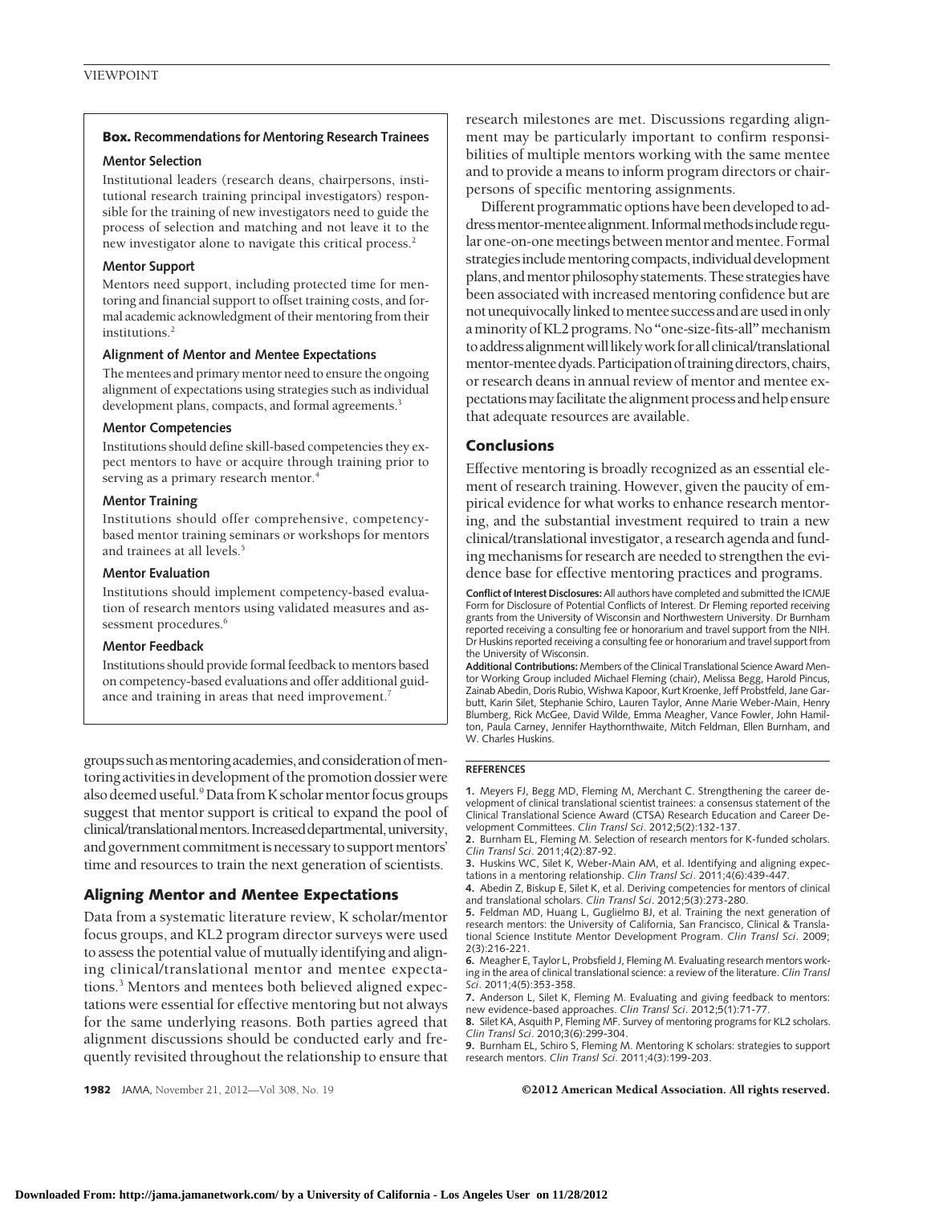**Box. Recommendations for Mentoring Research Trainees**

**Mentor Selection**

Institutional leaders (research deans, chairpersons, institutional research training principal investigators) responsible for the training of new investigators need to guide the process of selection and matching and not leave it to the new investigator alone to navigate this critical process.[2]

**Mentor Support**

Mentors need support, including protected time for mentoring and financial support to offset training costs, and formal academic acknowledgment of their mentoring from their institutions.[2]

**Alignment of Mentor and Mentee Expectations**

The mentees and primary mentor need to ensure the ongoing alignment of expectations using strategies such as individual development plans, compacts, and formal agreements.[3]

**Mentor Competencies**

Institutions should define skill-based competencies they expect mentors to have or acquire through training prior to serving as a primary research mentor.[4]

**Mentor Training**

Institutions should offer comprehensive, competency-based mentor training seminars or workshops for mentors and trainees at all levels.[5]

**Mentor Evaluation**

Institutions should implement competency-based evaluation of research mentors using validated measures and assessment procedures.[6]

**Mentor Feedback**

Institutions should provide formal feedback to mentors based on competency-based evaluations and offer additional guidance and training in areas that need improvement.[7]

groups such as mentoring academies, and consideration of mentoring activities in development of the promotion dossier were also deemed useful.[9] Data from K scholar mentor focus groups suggest that mentor support is critical to expand the pool of clinical/translational mentors. Increased departmental, university, and government commitment is necessary to support mentors' time and resources to train the next generation of scientists.

## Aligning Mentor and Mentee Expectations

Data from a systematic literature review, K scholar/mentor focus groups, and KL2 program director surveys were used to assess the potential value of mutually identifying and aligning clinical/translational mentor and mentee expectations.[3] Mentors and mentees both believed aligned expectations were essential for effective mentoring but not always for the same underlying reasons. Both parties agreed that alignment discussions should be conducted early and frequently revisited throughout the relationship to ensure that research milestones are met. Discussions regarding alignment may be particularly important to confirm responsibilities of multiple mentors working with the same mentee and to provide a means to inform program directors or chairpersons of specific mentoring assignments.

Different programmatic options have been developed to address mentor-mentee alignment. Informal methods include regular one-on-one meetings between mentor and mentee. Formal strategies include mentoring compacts, individual development plans, and mentor philosophy statements. These strategies have been associated with increased mentoring confidence but are not unequivocally linked to mentee success and are used in only a minority of KL2 programs. No "one-size-fits-all" mechanism to address alignment will likely work for all clinical/translational mentor-mentee dyads. Participation of training directors, chairs, or research deans in annual review of mentor and mentee expectations may facilitate the alignment process and help ensure that adequate resources are available.

## Conclusions

Effective mentoring is broadly recognized as an essential element of research training. However, given the paucity of empirical evidence for what works to enhance research mentoring, and the substantial investment required to train a new clinical/translational investigator, a research agenda and funding mechanisms for research are needed to strengthen the evidence base for effective mentoring practices and programs.

**Conflict of Interest Disclosures:** All authors have completed and submitted the ICMJE Form for Disclosure of Potential Conflicts of Interest. Dr Fleming reported receiving grants from the University of Wisconsin and Northwestern University. Dr Burnham reported receiving a consulting fee or honorarium and travel support from the NIH. Dr Huskins reported receiving a consulting fee or honorarium and travel support from the University of Wisconsin.

**Additional Contributions:** Members of the Clinical Translational Science Award Mentor Working Group included Michael Fleming (chair), Melissa Begg, Harold Pincus, Zainab Abedin, Doris Rubio, Wishwa Kapoor, Kurt Kroenke, Jeff Probstfeld, Jane Garbutt, Karin Silet, Stephanie Schiro, Lauren Taylor, Anne Marie Weber-Main, Henry Blumberg, Rick McGee, David Wilde, Emma Meagher, Vance Fowler, John Hamilton, Paula Carney, Jennifer Haythornthwaite, Mitch Feldman, Ellen Burnham, and W. Charles Huskins.

### REFERENCES

1. Meyers FJ, Begg MD, Fleming M, Merchant C. Strengthening the career development of clinical translational scientist trainees: a consensus statement of the Clinical Translational Science Award (CTSA) Research Education and Career Development Committees. *Clin Transl Sci*. 2012;5(2):132-137.
2. Burnham EL, Fleming M. Selection of research mentors for K-funded scholars. *Clin Transl Sci*. 2011;4(2):87-92.
3. Huskins WC, Silet K, Weber-Main AM, et al. Identifying and aligning expectations in a mentoring relationship. *Clin Transl Sci*. 2011;4(6):439-447.
4. Abedin Z, Biskup E, Silet K, et al. Deriving competencies for mentors of clinical and translational scholars. *Clin Transl Sci*. 2012;5(3):273-280.
5. Feldman MD, Huang L, Guglielmo BJ, et al. Training the next generation of research mentors: the University of California, San Francisco, Clinical & Translational Science Institute Mentor Development Program. *Clin Transl Sci*. 2009;2(3):216-221.
6. Meagher E, Taylor L, Probsfield J, Fleming M. Evaluating research mentors working in the area of clinical translational science: a review of the literature. *Clin Transl Sci*. 2011;4(5):353-358.
7. Anderson L, Silet K, Fleming M. Evaluating and giving feedback to mentors: new evidence-based approaches. *Clin Transl Sci*. 2012;5(1):71-77.
8. Silet KA, Asquith P, Fleming MF. Survey of mentoring programs for KL2 scholars. *Clin Transl Sci*. 2010;3(6):299-304.
9. Burnham EL, Schiro S, Fleming M. Mentoring K scholars: strategies to support research mentors. *Clin Transl Sci*. 2011;4(3):199-203.